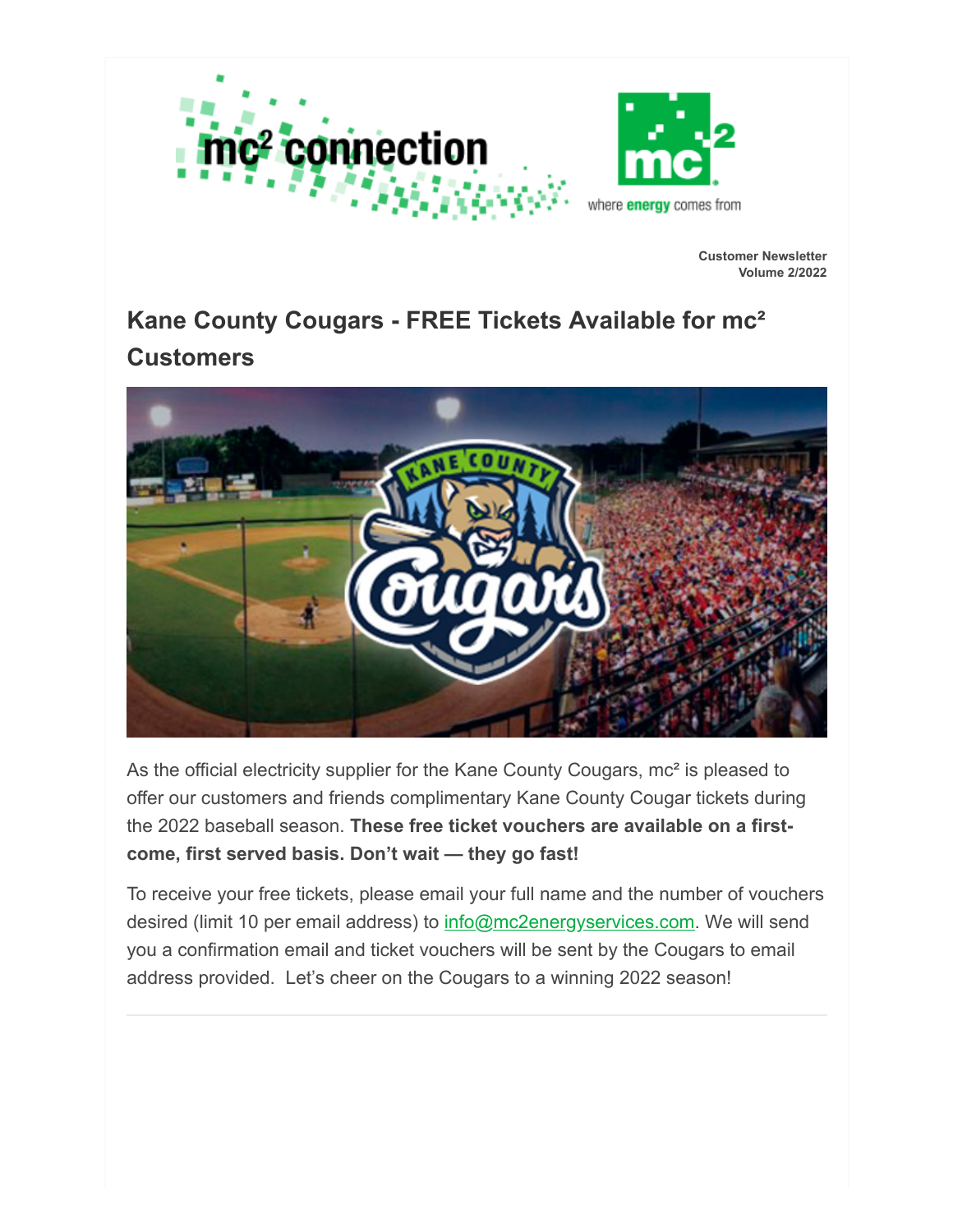Customer Newsletter
Volume 2/2022

## Kane County Cougars - FREE Tickets Available for mc² Customers

As the official electricity supplier for the Kane County Cougars, mc² is pleased to offer our customers and friends complimentary Kane County Cougar tickets during the 2022 baseball season. **These free ticket vouchers are available on a first-come, first served basis. Don't wait — they go fast!**

To receive your free tickets, please email your full name and the number of vouchers desired (limit 10 per email address) to info@mc2energyservices.com. We will send you a confirmation email and ticket vouchers will be sent by the Cougars to email address provided. Let's cheer on the Cougars to a winning 2022 season!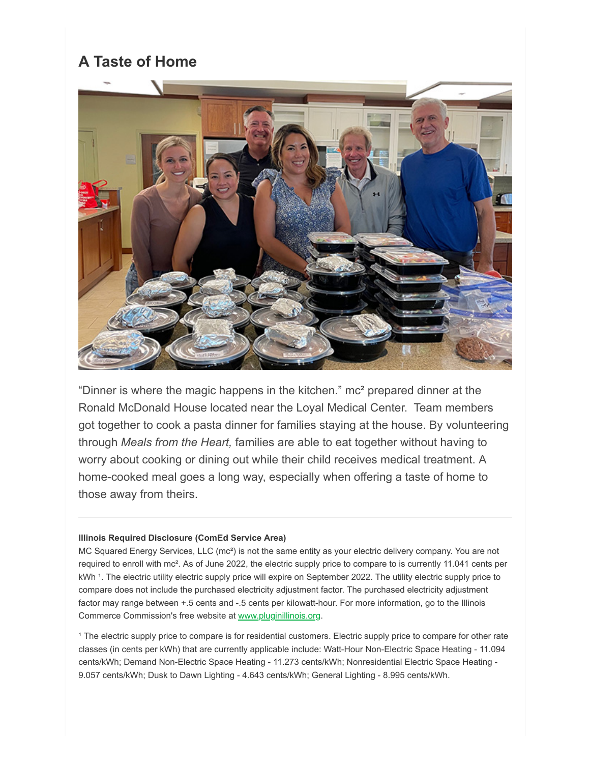## A Taste of Home

"Dinner is where the magic happens in the kitchen." mc² prepared dinner at the Ronald McDonald House located near the Loyal Medical Center. Team members got together to cook a pasta dinner for families staying at the house. By volunteering through *Meals from the Heart,* families are able to eat together without having to worry about cooking or dining out while their child receives medical treatment. A home-cooked meal goes a long way, especially when offering a taste of home to those away from theirs.

---

**Illinois Required Disclosure (ComEd Service Area)**

MC Squared Energy Services, LLC (mc²) is not the same entity as your electric delivery company. You are not required to enroll with mc². As of June 2022, the electric supply price to compare to is currently 11.041 cents per kWh [1]. The electric utility electric supply price will expire on September 2022. The utility electric supply price to compare does not include the purchased electricity adjustment factor. The purchased electricity adjustment factor may range between +.5 cents and -.5 cents per kilowatt-hour. For more information, go to the Illinois Commerce Commission's free website at [www.pluginillinois.org](http://www.pluginillinois.org).

[1] The electric supply price to compare is for residential customers. Electric supply price to compare for other rate classes (in cents per kWh) that are currently applicable include: Watt-Hour Non-Electric Space Heating - 11.094 cents/kWh; Demand Non-Electric Space Heating - 11.273 cents/kWh; Nonresidential Electric Space Heating - 9.057 cents/kWh; Dusk to Dawn Lighting - 4.643 cents/kWh; General Lighting - 8.995 cents/kWh.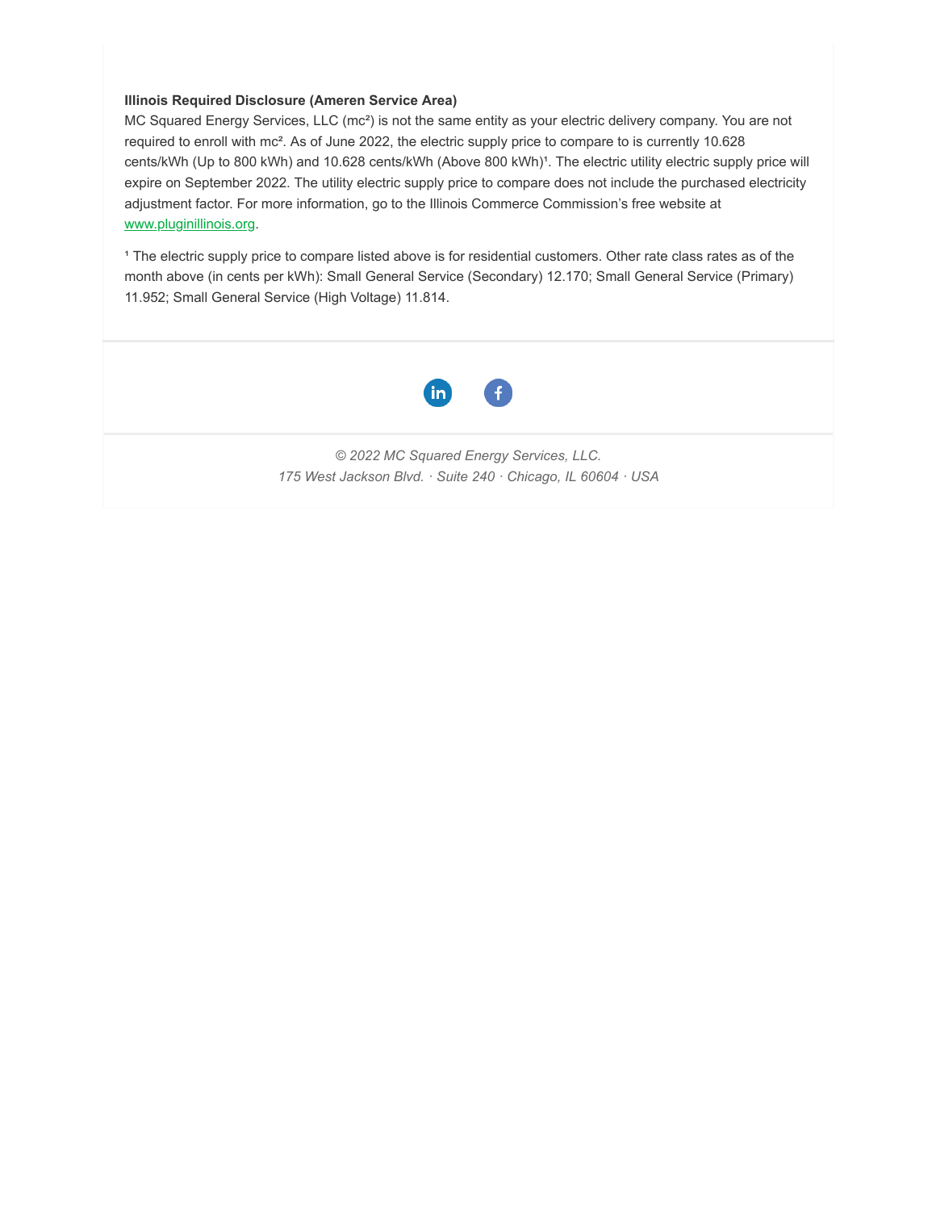**Illinois Required Disclosure (Ameren Service Area)**

MC Squared Energy Services, LLC (mc²) is not the same entity as your electric delivery company. You are not required to enroll with mc². As of June 2022, the electric supply price to compare to is currently 10.628 cents/kWh (Up to 800 kWh) and 10.628 cents/kWh (Above 800 kWh)[1]. The electric utility electric supply price will expire on September 2022. The utility electric supply price to compare does not include the purchased electricity adjustment factor. For more information, go to the Illinois Commerce Commission's free website at [www.pluginillinois.org](http://www.pluginillinois.org).

[1] The electric supply price to compare listed above is for residential customers. Other rate class rates as of the month above (in cents per kWh): Small General Service (Secondary) 12.170; Small General Service (Primary) 11.952; Small General Service (High Voltage) 11.814.

*© 2022 MC Squared Energy Services, LLC.*
*175 West Jackson Blvd. · Suite 240 · Chicago, IL 60604 · USA*